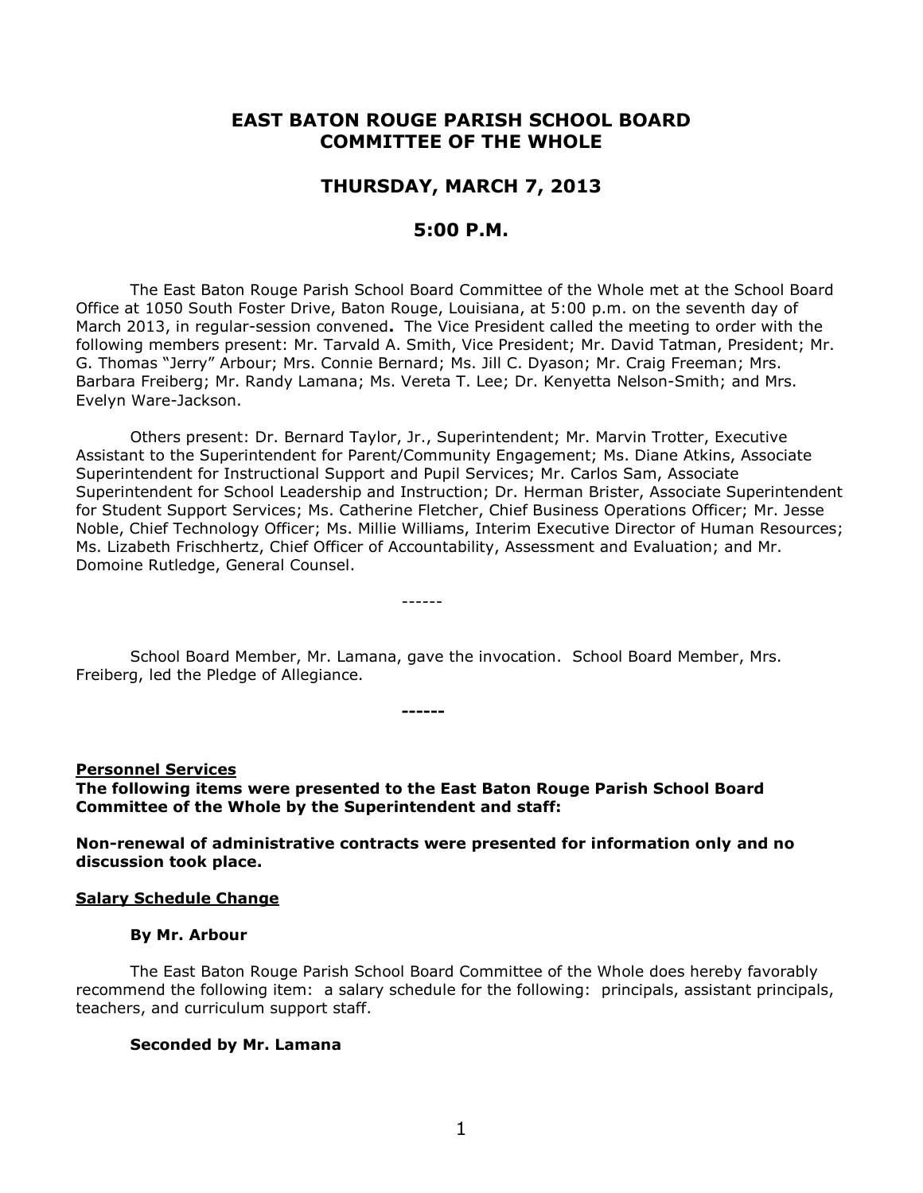# EAST BATON ROUGE PARISH SCHOOL BOARD COMMITTEE OF THE WHOLE

## THURSDAY, MARCH 7, 2013

## 5:00 P.M.

The East Baton Rouge Parish School Board Committee of the Whole met at the School Board Office at 1050 South Foster Drive, Baton Rouge, Louisiana, at 5:00 p.m. on the seventh day of March 2013, in regular-session convened**.** The Vice President called the meeting to order with the following members present: Mr. Tarvald A. Smith, Vice President; Mr. David Tatman, President; Mr. G. Thomas "Jerry" Arbour; Mrs. Connie Bernard; Ms. Jill C. Dyason; Mr. Craig Freeman; Mrs. Barbara Freiberg; Mr. Randy Lamana; Ms. Vereta T. Lee; Dr. Kenyetta Nelson-Smith; and Mrs. Evelyn Ware-Jackson.

Others present: Dr. Bernard Taylor, Jr., Superintendent; Mr. Marvin Trotter, Executive Assistant to the Superintendent for Parent/Community Engagement; Ms. Diane Atkins, Associate Superintendent for Instructional Support and Pupil Services; Mr. Carlos Sam, Associate Superintendent for School Leadership and Instruction; Dr. Herman Brister, Associate Superintendent for Student Support Services; Ms. Catherine Fletcher, Chief Business Operations Officer; Mr. Jesse Noble, Chief Technology Officer; Ms. Millie Williams, Interim Executive Director of Human Resources; Ms. Lizabeth Frischhertz, Chief Officer of Accountability, Assessment and Evaluation; and Mr. Domoine Rutledge, General Counsel.

------

School Board Member, Mr. Lamana, gave the invocation. School Board Member, Mrs. Freiberg, led the Pledge of Allegiance.

**------**

**Personnel Services**

**The following items were presented to the East Baton Rouge Parish School Board Committee of the Whole by the Superintendent and staff:**

**Non-renewal of administrative contracts were presented for information only and no discussion took place.**

**Salary Schedule Change**

**By Mr. Arbour**

The East Baton Rouge Parish School Board Committee of the Whole does hereby favorably recommend the following item: a salary schedule for the following: principals, assistant principals, teachers, and curriculum support staff.

**Seconded by Mr. Lamana**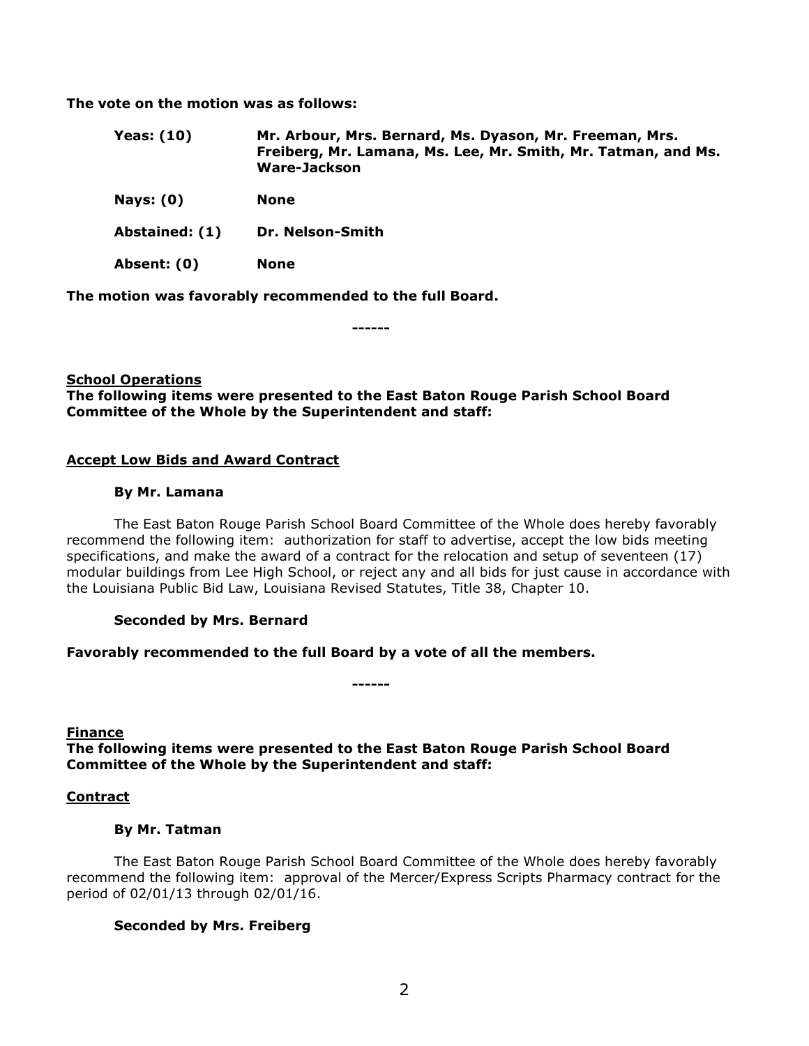**The vote on the motion was as follows:**

| | |
|---|---|
| **Yeas: (10)** | **Mr. Arbour, Mrs. Bernard, Ms. Dyason, Mr. Freeman, Mrs. Freiberg, Mr. Lamana, Ms. Lee, Mr. Smith, Mr. Tatman, and Ms. Ware-Jackson** |
| **Nays: (0)** | **None** |
| **Abstained: (1)** | **Dr. Nelson-Smith** |
| **Absent: (0)** | **None** |

**The motion was favorably recommended to the full Board.**

**------**

**School Operations**

**The following items were presented to the East Baton Rouge Parish School Board Committee of the Whole by the Superintendent and staff:**

**Accept Low Bids and Award Contract**

**By Mr. Lamana**

The East Baton Rouge Parish School Board Committee of the Whole does hereby favorably recommend the following item: authorization for staff to advertise, accept the low bids meeting specifications, and make the award of a contract for the relocation and setup of seventeen (17) modular buildings from Lee High School, or reject any and all bids for just cause in accordance with the Louisiana Public Bid Law, Louisiana Revised Statutes, Title 38, Chapter 10.

**Seconded by Mrs. Bernard**

**Favorably recommended to the full Board by a vote of all the members.**

**------**

**Finance**

**The following items were presented to the East Baton Rouge Parish School Board Committee of the Whole by the Superintendent and staff:**

**Contract**

**By Mr. Tatman**

The East Baton Rouge Parish School Board Committee of the Whole does hereby favorably recommend the following item: approval of the Mercer/Express Scripts Pharmacy contract for the period of 02/01/13 through 02/01/16.

**Seconded by Mrs. Freiberg**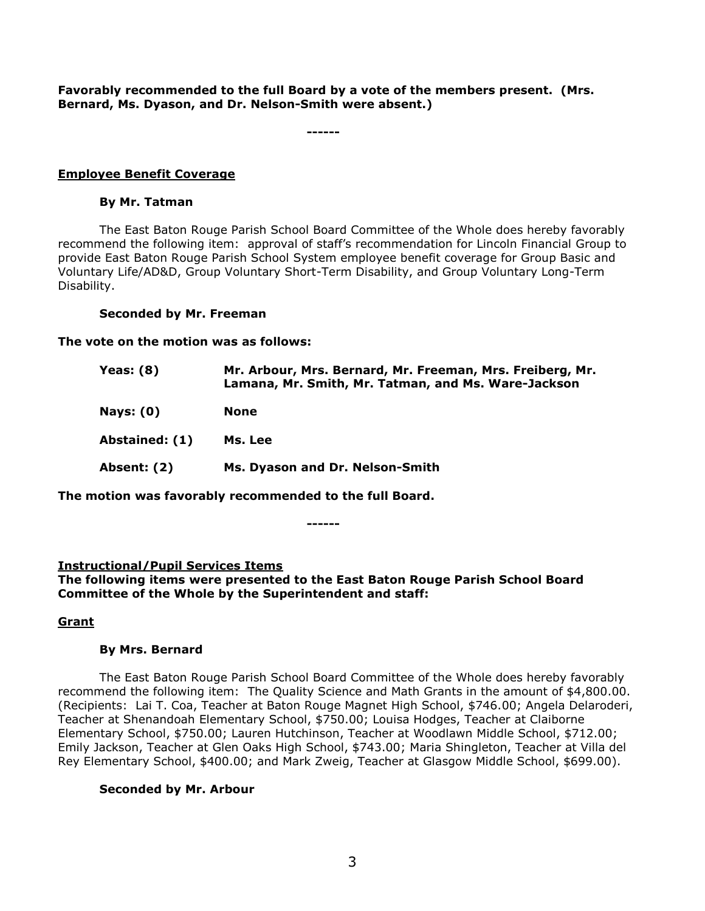**Favorably recommended to the full Board by a vote of the members present. (Mrs. Bernard, Ms. Dyason, and Dr. Nelson-Smith were absent.)**

**------**

**Employee Benefit Coverage**

**By Mr. Tatman**

The East Baton Rouge Parish School Board Committee of the Whole does hereby favorably recommend the following item: approval of staff's recommendation for Lincoln Financial Group to provide East Baton Rouge Parish School System employee benefit coverage for Group Basic and Voluntary Life/AD&D, Group Voluntary Short-Term Disability, and Group Voluntary Long-Term Disability.

**Seconded by Mr. Freeman**

**The vote on the motion was as follows:**

| | |
|---|---|
| **Yeas: (8)** | **Mr. Arbour, Mrs. Bernard, Mr. Freeman, Mrs. Freiberg, Mr. Lamana, Mr. Smith, Mr. Tatman, and Ms. Ware-Jackson** |
| **Nays: (0)** | **None** |
| **Abstained: (1)** | **Ms. Lee** |
| **Absent: (2)** | **Ms. Dyason and Dr. Nelson-Smith** |

**The motion was favorably recommended to the full Board.**

**------**

**Instructional/Pupil Services Items**
**The following items were presented to the East Baton Rouge Parish School Board Committee of the Whole by the Superintendent and staff:**

**Grant**

**By Mrs. Bernard**

The East Baton Rouge Parish School Board Committee of the Whole does hereby favorably recommend the following item: The Quality Science and Math Grants in the amount of $4,800.00. (Recipients: Lai T. Coa, Teacher at Baton Rouge Magnet High School, $746.00; Angela Delaroderi, Teacher at Shenandoah Elementary School, $750.00; Louisa Hodges, Teacher at Claiborne Elementary School, $750.00; Lauren Hutchinson, Teacher at Woodlawn Middle School, $712.00; Emily Jackson, Teacher at Glen Oaks High School, $743.00; Maria Shingleton, Teacher at Villa del Rey Elementary School, $400.00; and Mark Zweig, Teacher at Glasgow Middle School, $699.00).

**Seconded by Mr. Arbour**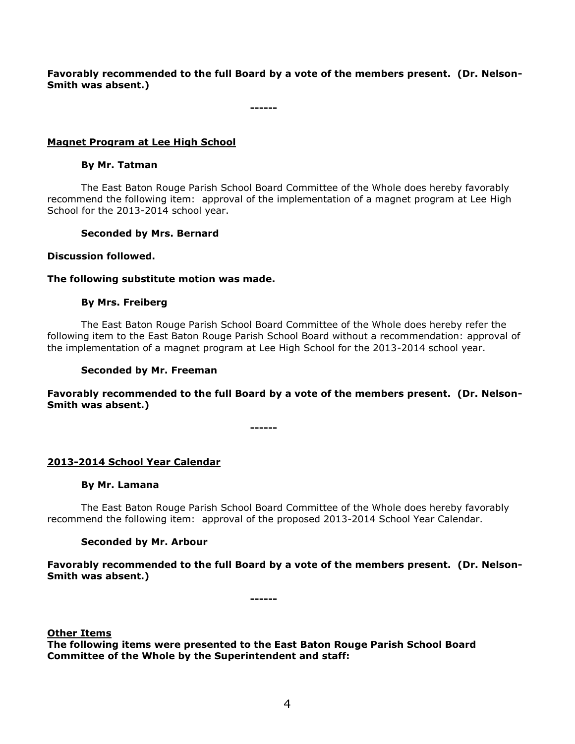**Favorably recommended to the full Board by a vote of the members present. (Dr. Nelson-Smith was absent.)**

**------**

**Magnet Program at Lee High School**

**By Mr. Tatman**

The East Baton Rouge Parish School Board Committee of the Whole does hereby favorably recommend the following item: approval of the implementation of a magnet program at Lee High School for the 2013-2014 school year.

**Seconded by Mrs. Bernard**

**Discussion followed.**

**The following substitute motion was made.**

**By Mrs. Freiberg**

The East Baton Rouge Parish School Board Committee of the Whole does hereby refer the following item to the East Baton Rouge Parish School Board without a recommendation: approval of the implementation of a magnet program at Lee High School for the 2013-2014 school year.

**Seconded by Mr. Freeman**

**Favorably recommended to the full Board by a vote of the members present. (Dr. Nelson-Smith was absent.)**

**------**

**2013-2014 School Year Calendar**

**By Mr. Lamana**

The East Baton Rouge Parish School Board Committee of the Whole does hereby favorably recommend the following item: approval of the proposed 2013-2014 School Year Calendar.

**Seconded by Mr. Arbour**

**Favorably recommended to the full Board by a vote of the members present. (Dr. Nelson-Smith was absent.)**

**------**

**Other Items**

**The following items were presented to the East Baton Rouge Parish School Board Committee of the Whole by the Superintendent and staff:**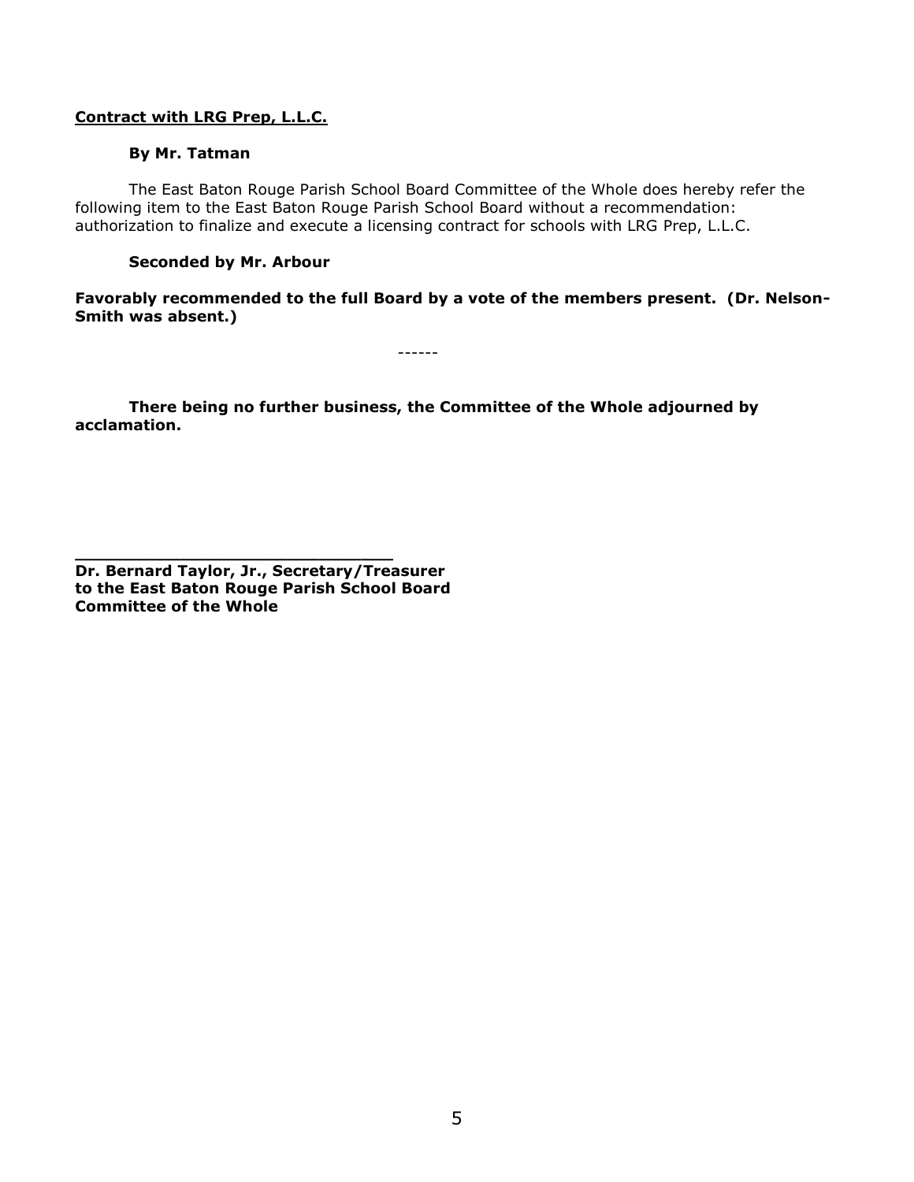**Contract with LRG Prep, L.L.C.**

**By Mr. Tatman**

The East Baton Rouge Parish School Board Committee of the Whole does hereby refer the following item to the East Baton Rouge Parish School Board without a recommendation: authorization to finalize and execute a licensing contract for schools with LRG Prep, L.L.C.

**Seconded by Mr. Arbour**

**Favorably recommended to the full Board by a vote of the members present. (Dr. Nelson-Smith was absent.)**

------

**There being no further business, the Committee of the Whole adjourned by acclamation.**

_______________________________

**Dr. Bernard Taylor, Jr., Secretary/Treasurer**
**to the East Baton Rouge Parish School Board**
**Committee of the Whole**